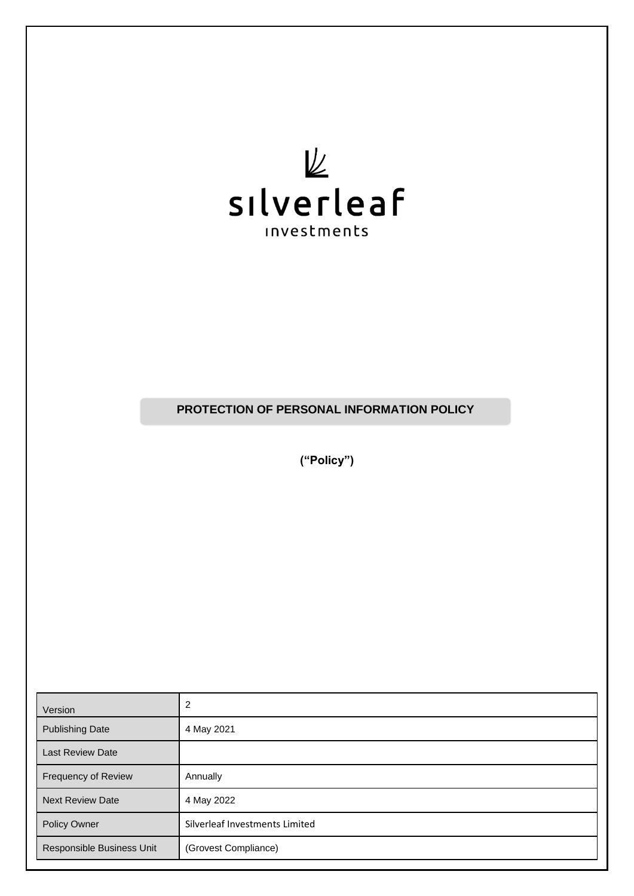silverleaf

investments

# PROTECTION OF PERSONAL INFORMATION POLICY

**(“Policy”)**

| Version | 2 |
|---|---|
| Publishing Date | 4 May 2021 |
| Last Review Date | |
| Frequency of Review | Annually |
| Next Review Date | 4 May 2022 |
| Policy Owner | Silverleaf Investments Limited |
| Responsible Business Unit | (Grovest Compliance) |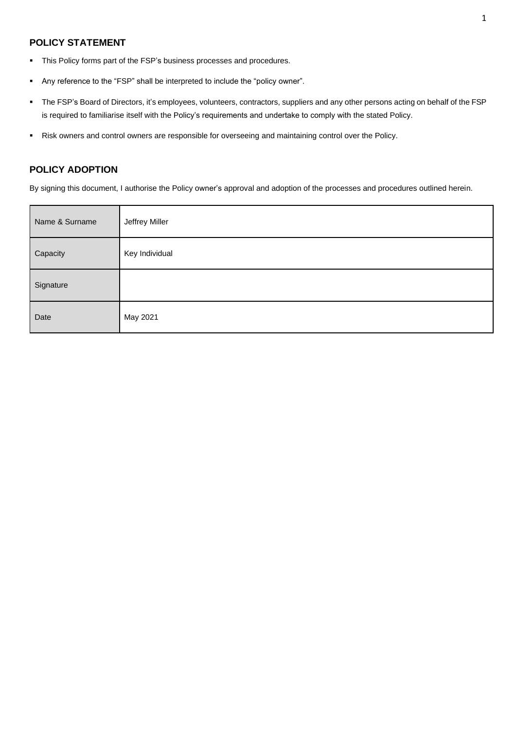## POLICY STATEMENT

- This Policy forms part of the FSP's business processes and procedures.
- Any reference to the "FSP" shall be interpreted to include the "policy owner".
- The FSP's Board of Directors, it's employees, volunteers, contractors, suppliers and any other persons acting on behalf of the FSP is required to familiarise itself with the Policy's requirements and undertake to comply with the stated Policy.
- Risk owners and control owners are responsible for overseeing and maintaining control over the Policy.

## POLICY ADOPTION

By signing this document, I authorise the Policy owner's approval and adoption of the processes and procedures outlined herein.

| | |
|---|---|
| Name & Surname | Jeffrey Miller |
| Capacity | Key Individual |
| Signature | |
| Date | May 2021 |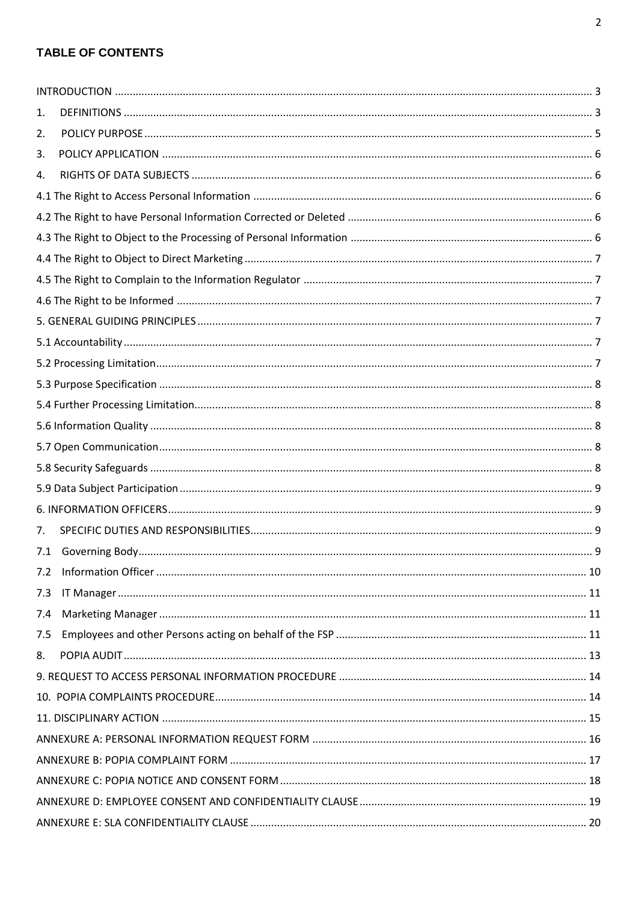## TABLE OF CONTENTS

INTRODUCTION ........................................................................ 3

1. DEFINITIONS ........................................................................ 3

2. POLICY PURPOSE ........................................................................ 5

3. POLICY APPLICATION ........................................................................ 6

4. RIGHTS OF DATA SUBJECTS ........................................................................ 6

4.1 The Right to Access Personal Information ........................................................................ 6

4.2 The Right to have Personal Information Corrected or Deleted ........................................................................ 6

4.3 The Right to Object to the Processing of Personal Information ........................................................................ 6

4.4 The Right to Object to Direct Marketing ........................................................................ 7

4.5 The Right to Complain to the Information Regulator ........................................................................ 7

4.6 The Right to be Informed ........................................................................ 7

5. GENERAL GUIDING PRINCIPLES ........................................................................ 7

5.1 Accountability ........................................................................ 7

5.2 Processing Limitation ........................................................................ 7

5.3 Purpose Specification ........................................................................ 8

5.4 Further Processing Limitation ........................................................................ 8

5.6 Information Quality ........................................................................ 8

5.7 Open Communication ........................................................................ 8

5.8 Security Safeguards ........................................................................ 8

5.9 Data Subject Participation ........................................................................ 9

6. INFORMATION OFFICERS ........................................................................ 9

7. SPECIFIC DUTIES AND RESPONSIBILITIES ........................................................................ 9

7.1 Governing Body ........................................................................ 9

7.2 Information Officer ........................................................................ 10

7.3 IT Manager ........................................................................ 11

7.4 Marketing Manager ........................................................................ 11

7.5 Employees and other Persons acting on behalf of the FSP ........................................................................ 11

8. POPIA AUDIT ........................................................................ 13

9. REQUEST TO ACCESS PERSONAL INFORMATION PROCEDURE ........................................................................ 14

10. POPIA COMPLAINTS PROCEDURE ........................................................................ 14

11. DISCIPLINARY ACTION ........................................................................ 15

ANNEXURE A: PERSONAL INFORMATION REQUEST FORM ........................................................................ 16

ANNEXURE B: POPIA COMPLAINT FORM ........................................................................ 17

ANNEXURE C: POPIA NOTICE AND CONSENT FORM ........................................................................ 18

ANNEXURE D: EMPLOYEE CONSENT AND CONFIDENTIALITY CLAUSE ........................................................................ 19

ANNEXURE E: SLA CONFIDENTIALITY CLAUSE ........................................................................ 20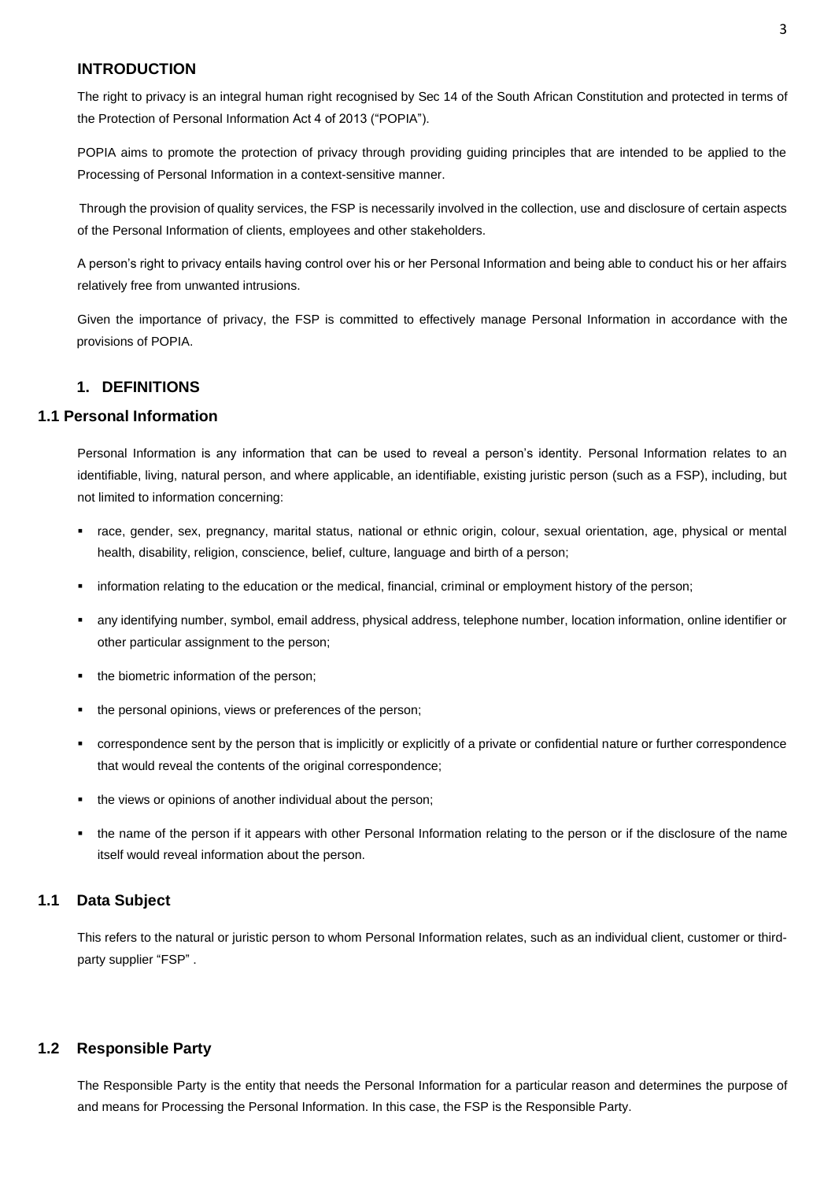## INTRODUCTION

The right to privacy is an integral human right recognised by Sec 14 of the South African Constitution and protected in terms of the Protection of Personal Information Act 4 of 2013 ("POPIA").

POPIA aims to promote the protection of privacy through providing guiding principles that are intended to be applied to the Processing of Personal Information in a context-sensitive manner.

Through the provision of quality services, the FSP is necessarily involved in the collection, use and disclosure of certain aspects of the Personal Information of clients, employees and other stakeholders.

A person's right to privacy entails having control over his or her Personal Information and being able to conduct his or her affairs relatively free from unwanted intrusions.

Given the importance of privacy, the FSP is committed to effectively manage Personal Information in accordance with the provisions of POPIA.

## 1. DEFINITIONS

### 1.1 Personal Information

Personal Information is any information that can be used to reveal a person's identity. Personal Information relates to an identifiable, living, natural person, and where applicable, an identifiable, existing juristic person (such as a FSP), including, but not limited to information concerning:

- race, gender, sex, pregnancy, marital status, national or ethnic origin, colour, sexual orientation, age, physical or mental health, disability, religion, conscience, belief, culture, language and birth of a person;
- information relating to the education or the medical, financial, criminal or employment history of the person;
- any identifying number, symbol, email address, physical address, telephone number, location information, online identifier or other particular assignment to the person;
- the biometric information of the person;
- the personal opinions, views or preferences of the person;
- correspondence sent by the person that is implicitly or explicitly of a private or confidential nature or further correspondence that would reveal the contents of the original correspondence;
- the views or opinions of another individual about the person;
- the name of the person if it appears with other Personal Information relating to the person or if the disclosure of the name itself would reveal information about the person.

### 1.1 Data Subject

This refers to the natural or juristic person to whom Personal Information relates, such as an individual client, customer or third-party supplier "FSP" .

### 1.2 Responsible Party

The Responsible Party is the entity that needs the Personal Information for a particular reason and determines the purpose of and means for Processing the Personal Information. In this case, the FSP is the Responsible Party.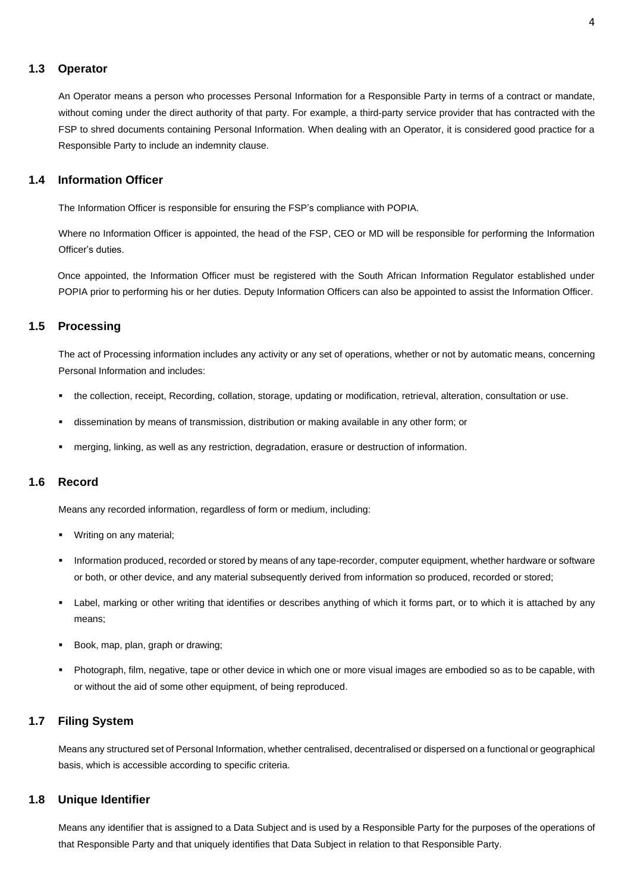### 1.3 Operator

An Operator means a person who processes Personal Information for a Responsible Party in terms of a contract or mandate, without coming under the direct authority of that party. For example, a third-party service provider that has contracted with the FSP to shred documents containing Personal Information. When dealing with an Operator, it is considered good practice for a Responsible Party to include an indemnity clause.

### 1.4 Information Officer

The Information Officer is responsible for ensuring the FSP's compliance with POPIA.

Where no Information Officer is appointed, the head of the FSP, CEO or MD will be responsible for performing the Information Officer's duties.

Once appointed, the Information Officer must be registered with the South African Information Regulator established under POPIA prior to performing his or her duties. Deputy Information Officers can also be appointed to assist the Information Officer.

### 1.5 Processing

The act of Processing information includes any activity or any set of operations, whether or not by automatic means, concerning Personal Information and includes:

- the collection, receipt, Recording, collation, storage, updating or modification, retrieval, alteration, consultation or use.
- dissemination by means of transmission, distribution or making available in any other form; or
- merging, linking, as well as any restriction, degradation, erasure or destruction of information.

### 1.6 Record

Means any recorded information, regardless of form or medium, including:

- Writing on any material;
- Information produced, recorded or stored by means of any tape-recorder, computer equipment, whether hardware or software or both, or other device, and any material subsequently derived from information so produced, recorded or stored;
- Label, marking or other writing that identifies or describes anything of which it forms part, or to which it is attached by any means;
- Book, map, plan, graph or drawing;
- Photograph, film, negative, tape or other device in which one or more visual images are embodied so as to be capable, with or without the aid of some other equipment, of being reproduced.

### 1.7 Filing System

Means any structured set of Personal Information, whether centralised, decentralised or dispersed on a functional or geographical basis, which is accessible according to specific criteria.

### 1.8 Unique Identifier

Means any identifier that is assigned to a Data Subject and is used by a Responsible Party for the purposes of the operations of that Responsible Party and that uniquely identifies that Data Subject in relation to that Responsible Party.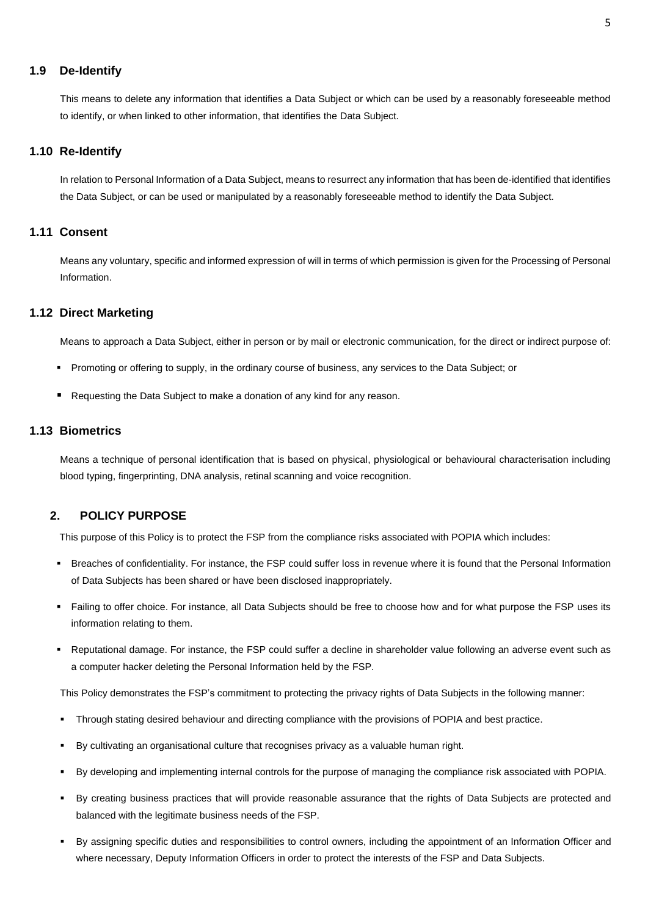### 1.9 De-Identify

This means to delete any information that identifies a Data Subject or which can be used by a reasonably foreseeable method to identify, or when linked to other information, that identifies the Data Subject.

### 1.10 Re-Identify

In relation to Personal Information of a Data Subject, means to resurrect any information that has been de-identified that identifies the Data Subject, or can be used or manipulated by a reasonably foreseeable method to identify the Data Subject.

### 1.11 Consent

Means any voluntary, specific and informed expression of will in terms of which permission is given for the Processing of Personal Information.

### 1.12 Direct Marketing

Means to approach a Data Subject, either in person or by mail or electronic communication, for the direct or indirect purpose of:

- Promoting or offering to supply, in the ordinary course of business, any services to the Data Subject; or
- Requesting the Data Subject to make a donation of any kind for any reason.

### 1.13 Biometrics

Means a technique of personal identification that is based on physical, physiological or behavioural characterisation including blood typing, fingerprinting, DNA analysis, retinal scanning and voice recognition.

## 2. POLICY PURPOSE

This purpose of this Policy is to protect the FSP from the compliance risks associated with POPIA which includes:

- Breaches of confidentiality. For instance, the FSP could suffer loss in revenue where it is found that the Personal Information of Data Subjects has been shared or have been disclosed inappropriately.
- Failing to offer choice. For instance, all Data Subjects should be free to choose how and for what purpose the FSP uses its information relating to them.
- Reputational damage. For instance, the FSP could suffer a decline in shareholder value following an adverse event such as a computer hacker deleting the Personal Information held by the FSP.

This Policy demonstrates the FSP's commitment to protecting the privacy rights of Data Subjects in the following manner:

- Through stating desired behaviour and directing compliance with the provisions of POPIA and best practice.
- By cultivating an organisational culture that recognises privacy as a valuable human right.
- By developing and implementing internal controls for the purpose of managing the compliance risk associated with POPIA.
- By creating business practices that will provide reasonable assurance that the rights of Data Subjects are protected and balanced with the legitimate business needs of the FSP.
- By assigning specific duties and responsibilities to control owners, including the appointment of an Information Officer and where necessary, Deputy Information Officers in order to protect the interests of the FSP and Data Subjects.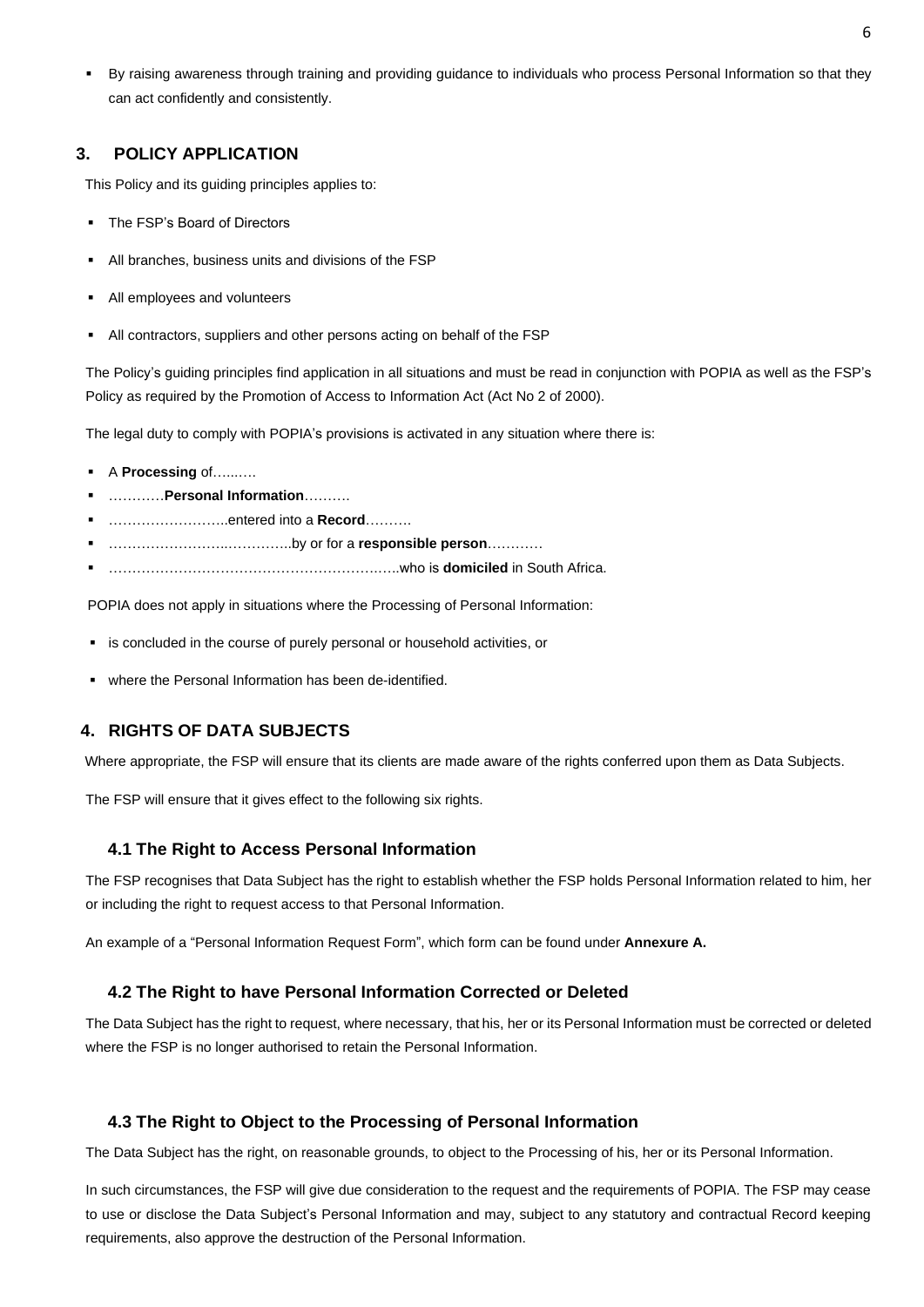- By raising awareness through training and providing guidance to individuals who process Personal Information so that they can act confidently and consistently.

## 3. POLICY APPLICATION

This Policy and its guiding principles applies to:

- The FSP's Board of Directors
- All branches, business units and divisions of the FSP
- All employees and volunteers
- All contractors, suppliers and other persons acting on behalf of the FSP

The Policy's guiding principles find application in all situations and must be read in conjunction with POPIA as well as the FSP's Policy as required by the Promotion of Access to Information Act (Act No 2 of 2000).

The legal duty to comply with POPIA's provisions is activated in any situation where there is:

- A **Processing** of…..….
- …………**Personal Information**……….
- ……………………..entered into a **Record**……….
- ……………………..…………..by or for a **responsible person**…………
- ………………………………………………….…..who is **domiciled** in South Africa.

POPIA does not apply in situations where the Processing of Personal Information:

- is concluded in the course of purely personal or household activities, or
- where the Personal Information has been de-identified.

## 4. RIGHTS OF DATA SUBJECTS

Where appropriate, the FSP will ensure that its clients are made aware of the rights conferred upon them as Data Subjects.

The FSP will ensure that it gives effect to the following six rights.

### 4.1 The Right to Access Personal Information

The FSP recognises that Data Subject has the right to establish whether the FSP holds Personal Information related to him, her or including the right to request access to that Personal Information.

An example of a "Personal Information Request Form", which form can be found under **Annexure A.**

### 4.2 The Right to have Personal Information Corrected or Deleted

The Data Subject has the right to request, where necessary, that his, her or its Personal Information must be corrected or deleted where the FSP is no longer authorised to retain the Personal Information.

### 4.3 The Right to Object to the Processing of Personal Information

The Data Subject has the right, on reasonable grounds, to object to the Processing of his, her or its Personal Information.

In such circumstances, the FSP will give due consideration to the request and the requirements of POPIA. The FSP may cease to use or disclose the Data Subject's Personal Information and may, subject to any statutory and contractual Record keeping requirements, also approve the destruction of the Personal Information.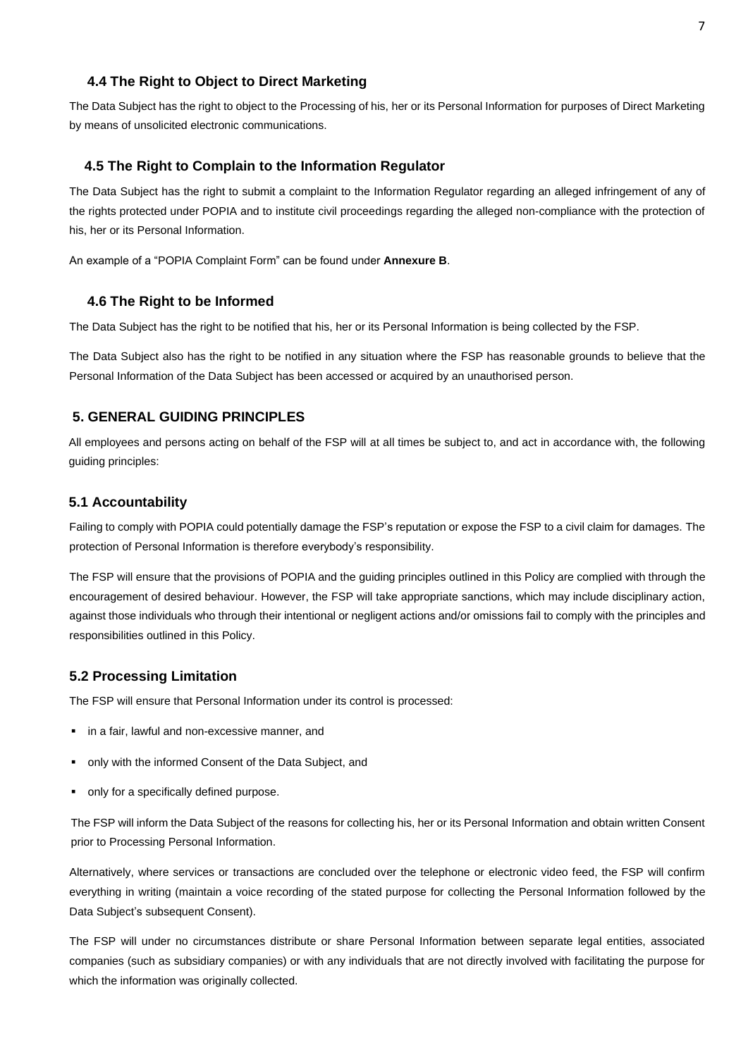### 4.4 The Right to Object to Direct Marketing

The Data Subject has the right to object to the Processing of his, her or its Personal Information for purposes of Direct Marketing by means of unsolicited electronic communications.

### 4.5 The Right to Complain to the Information Regulator

The Data Subject has the right to submit a complaint to the Information Regulator regarding an alleged infringement of any of the rights protected under POPIA and to institute civil proceedings regarding the alleged non-compliance with the protection of his, her or its Personal Information.

An example of a "POPIA Complaint Form" can be found under **Annexure B**.

### 4.6 The Right to be Informed

The Data Subject has the right to be notified that his, her or its Personal Information is being collected by the FSP.

The Data Subject also has the right to be notified in any situation where the FSP has reasonable grounds to believe that the Personal Information of the Data Subject has been accessed or acquired by an unauthorised person.

## 5. GENERAL GUIDING PRINCIPLES

All employees and persons acting on behalf of the FSP will at all times be subject to, and act in accordance with, the following guiding principles:

### 5.1 Accountability

Failing to comply with POPIA could potentially damage the FSP's reputation or expose the FSP to a civil claim for damages. The protection of Personal Information is therefore everybody's responsibility.

The FSP will ensure that the provisions of POPIA and the guiding principles outlined in this Policy are complied with through the encouragement of desired behaviour. However, the FSP will take appropriate sanctions, which may include disciplinary action, against those individuals who through their intentional or negligent actions and/or omissions fail to comply with the principles and responsibilities outlined in this Policy.

### 5.2 Processing Limitation

The FSP will ensure that Personal Information under its control is processed:

- in a fair, lawful and non-excessive manner, and
- only with the informed Consent of the Data Subject, and
- only for a specifically defined purpose.

The FSP will inform the Data Subject of the reasons for collecting his, her or its Personal Information and obtain written Consent prior to Processing Personal Information.

Alternatively, where services or transactions are concluded over the telephone or electronic video feed, the FSP will confirm everything in writing (maintain a voice recording of the stated purpose for collecting the Personal Information followed by the Data Subject's subsequent Consent).

The FSP will under no circumstances distribute or share Personal Information between separate legal entities, associated companies (such as subsidiary companies) or with any individuals that are not directly involved with facilitating the purpose for which the information was originally collected.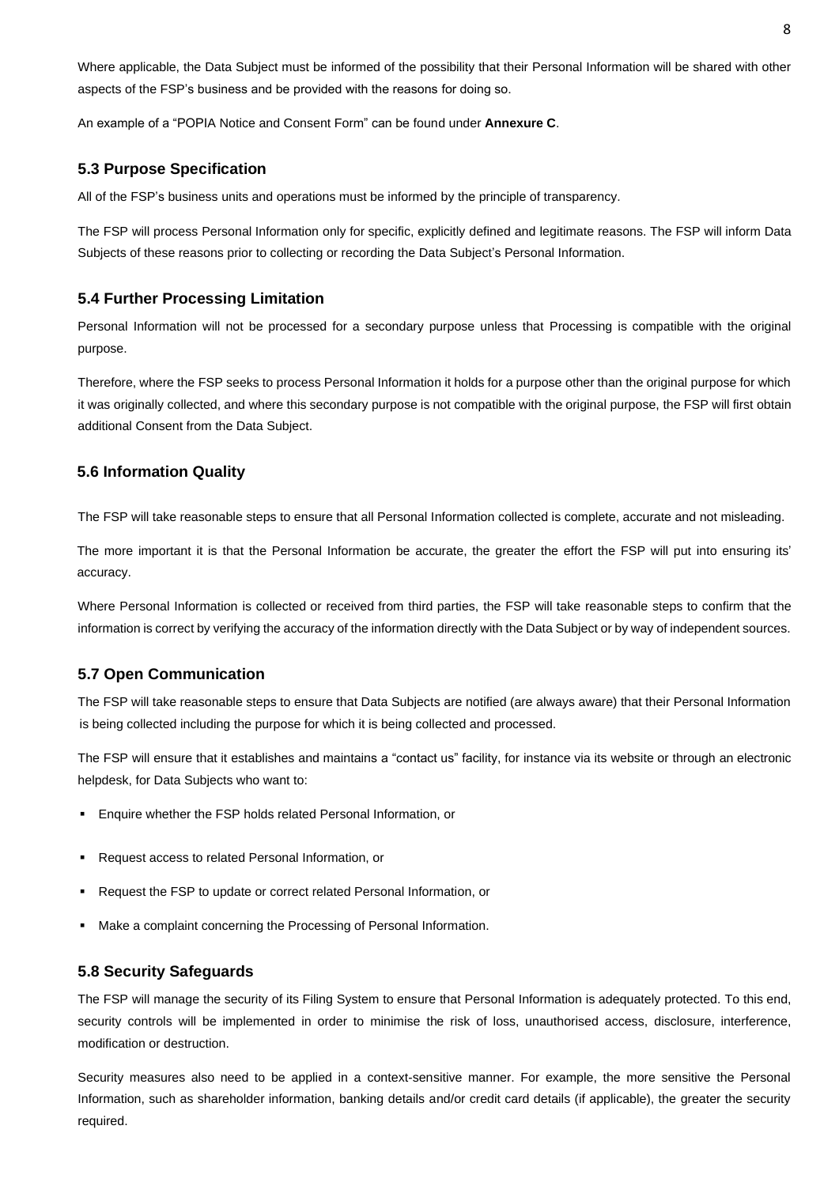Where applicable, the Data Subject must be informed of the possibility that their Personal Information will be shared with other aspects of the FSP's business and be provided with the reasons for doing so.

An example of a "POPIA Notice and Consent Form" can be found under **Annexure C**.

### 5.3 Purpose Specification

All of the FSP's business units and operations must be informed by the principle of transparency.

The FSP will process Personal Information only for specific, explicitly defined and legitimate reasons. The FSP will inform Data Subjects of these reasons prior to collecting or recording the Data Subject's Personal Information.

### 5.4 Further Processing Limitation

Personal Information will not be processed for a secondary purpose unless that Processing is compatible with the original purpose.

Therefore, where the FSP seeks to process Personal Information it holds for a purpose other than the original purpose for which it was originally collected, and where this secondary purpose is not compatible with the original purpose, the FSP will first obtain additional Consent from the Data Subject.

### 5.6 Information Quality

The FSP will take reasonable steps to ensure that all Personal Information collected is complete, accurate and not misleading.

The more important it is that the Personal Information be accurate, the greater the effort the FSP will put into ensuring its' accuracy.

Where Personal Information is collected or received from third parties, the FSP will take reasonable steps to confirm that the information is correct by verifying the accuracy of the information directly with the Data Subject or by way of independent sources.

### 5.7 Open Communication

The FSP will take reasonable steps to ensure that Data Subjects are notified (are always aware) that their Personal Information is being collected including the purpose for which it is being collected and processed.

The FSP will ensure that it establishes and maintains a "contact us" facility, for instance via its website or through an electronic helpdesk, for Data Subjects who want to:

- Enquire whether the FSP holds related Personal Information, or
- Request access to related Personal Information, or
- Request the FSP to update or correct related Personal Information, or
- Make a complaint concerning the Processing of Personal Information.

### 5.8 Security Safeguards

The FSP will manage the security of its Filing System to ensure that Personal Information is adequately protected. To this end, security controls will be implemented in order to minimise the risk of loss, unauthorised access, disclosure, interference, modification or destruction.

Security measures also need to be applied in a context-sensitive manner. For example, the more sensitive the Personal Information, such as shareholder information, banking details and/or credit card details (if applicable), the greater the security required.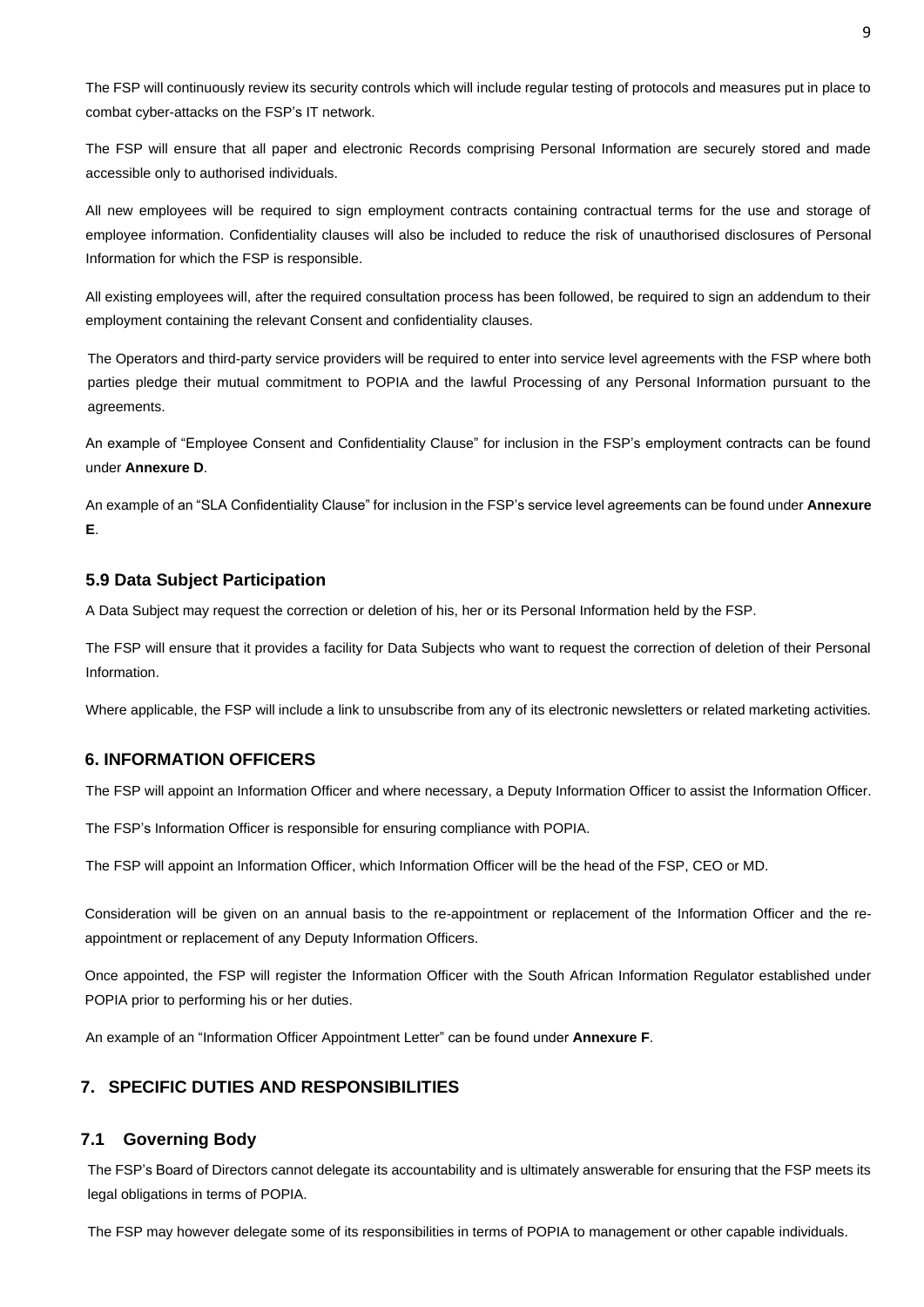The FSP will continuously review its security controls which will include regular testing of protocols and measures put in place to combat cyber-attacks on the FSP's IT network.

The FSP will ensure that all paper and electronic Records comprising Personal Information are securely stored and made accessible only to authorised individuals.

All new employees will be required to sign employment contracts containing contractual terms for the use and storage of employee information. Confidentiality clauses will also be included to reduce the risk of unauthorised disclosures of Personal Information for which the FSP is responsible.

All existing employees will, after the required consultation process has been followed, be required to sign an addendum to their employment containing the relevant Consent and confidentiality clauses.

The Operators and third-party service providers will be required to enter into service level agreements with the FSP where both parties pledge their mutual commitment to POPIA and the lawful Processing of any Personal Information pursuant to the agreements.

An example of "Employee Consent and Confidentiality Clause" for inclusion in the FSP's employment contracts can be found under **Annexure D**.

An example of an "SLA Confidentiality Clause" for inclusion in the FSP's service level agreements can be found under **Annexure E**.

### 5.9 Data Subject Participation

A Data Subject may request the correction or deletion of his, her or its Personal Information held by the FSP.

The FSP will ensure that it provides a facility for Data Subjects who want to request the correction of deletion of their Personal Information.

Where applicable, the FSP will include a link to unsubscribe from any of its electronic newsletters or related marketing activities.

## 6. INFORMATION OFFICERS

The FSP will appoint an Information Officer and where necessary, a Deputy Information Officer to assist the Information Officer.

The FSP's Information Officer is responsible for ensuring compliance with POPIA.

The FSP will appoint an Information Officer, which Information Officer will be the head of the FSP, CEO or MD.

Consideration will be given on an annual basis to the re-appointment or replacement of the Information Officer and the re-appointment or replacement of any Deputy Information Officers.

Once appointed, the FSP will register the Information Officer with the South African Information Regulator established under POPIA prior to performing his or her duties.

An example of an "Information Officer Appointment Letter" can be found under **Annexure F**.

## 7. SPECIFIC DUTIES AND RESPONSIBILITIES

### 7.1 Governing Body

The FSP's Board of Directors cannot delegate its accountability and is ultimately answerable for ensuring that the FSP meets its legal obligations in terms of POPIA.

The FSP may however delegate some of its responsibilities in terms of POPIA to management or other capable individuals.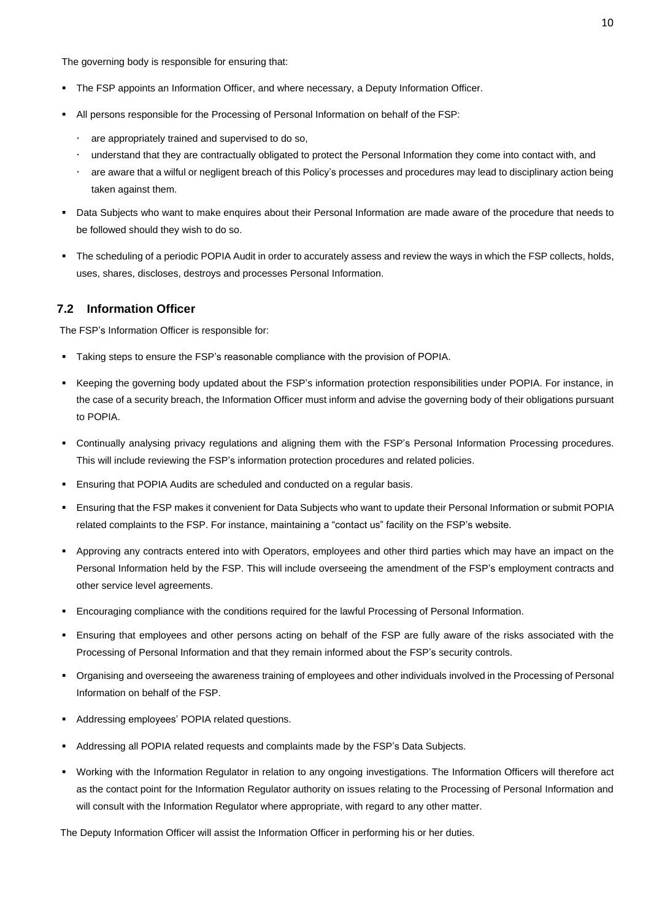The governing body is responsible for ensuring that:

- The FSP appoints an Information Officer, and where necessary, a Deputy Information Officer.
- All persons responsible for the Processing of Personal Information on behalf of the FSP:
  - are appropriately trained and supervised to do so,
  - understand that they are contractually obligated to protect the Personal Information they come into contact with, and
  - are aware that a wilful or negligent breach of this Policy's processes and procedures may lead to disciplinary action being taken against them.
- Data Subjects who want to make enquires about their Personal Information are made aware of the procedure that needs to be followed should they wish to do so.
- The scheduling of a periodic POPIA Audit in order to accurately assess and review the ways in which the FSP collects, holds, uses, shares, discloses, destroys and processes Personal Information.

## 7.2 Information Officer

The FSP's Information Officer is responsible for:

- Taking steps to ensure the FSP's reasonable compliance with the provision of POPIA.
- Keeping the governing body updated about the FSP's information protection responsibilities under POPIA. For instance, in the case of a security breach, the Information Officer must inform and advise the governing body of their obligations pursuant to POPIA.
- Continually analysing privacy regulations and aligning them with the FSP's Personal Information Processing procedures. This will include reviewing the FSP's information protection procedures and related policies.
- Ensuring that POPIA Audits are scheduled and conducted on a regular basis.
- Ensuring that the FSP makes it convenient for Data Subjects who want to update their Personal Information or submit POPIA related complaints to the FSP. For instance, maintaining a "contact us" facility on the FSP's website.
- Approving any contracts entered into with Operators, employees and other third parties which may have an impact on the Personal Information held by the FSP. This will include overseeing the amendment of the FSP's employment contracts and other service level agreements.
- Encouraging compliance with the conditions required for the lawful Processing of Personal Information.
- Ensuring that employees and other persons acting on behalf of the FSP are fully aware of the risks associated with the Processing of Personal Information and that they remain informed about the FSP's security controls.
- Organising and overseeing the awareness training of employees and other individuals involved in the Processing of Personal Information on behalf of the FSP.
- Addressing employees' POPIA related questions.
- Addressing all POPIA related requests and complaints made by the FSP's Data Subjects.
- Working with the Information Regulator in relation to any ongoing investigations. The Information Officers will therefore act as the contact point for the Information Regulator authority on issues relating to the Processing of Personal Information and will consult with the Information Regulator where appropriate, with regard to any other matter.

The Deputy Information Officer will assist the Information Officer in performing his or her duties.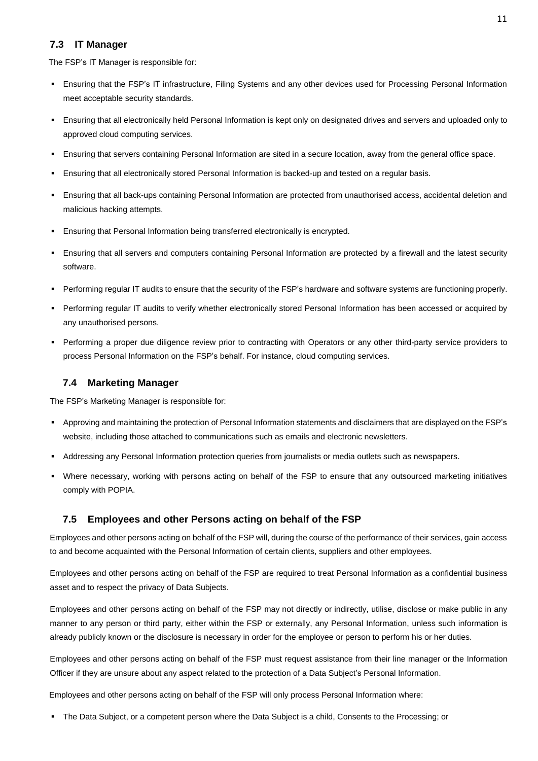### 7.3 IT Manager

The FSP's IT Manager is responsible for:

- Ensuring that the FSP's IT infrastructure, Filing Systems and any other devices used for Processing Personal Information meet acceptable security standards.
- Ensuring that all electronically held Personal Information is kept only on designated drives and servers and uploaded only to approved cloud computing services.
- Ensuring that servers containing Personal Information are sited in a secure location, away from the general office space.
- Ensuring that all electronically stored Personal Information is backed-up and tested on a regular basis.
- Ensuring that all back-ups containing Personal Information are protected from unauthorised access, accidental deletion and malicious hacking attempts.
- Ensuring that Personal Information being transferred electronically is encrypted.
- Ensuring that all servers and computers containing Personal Information are protected by a firewall and the latest security software.
- Performing regular IT audits to ensure that the security of the FSP's hardware and software systems are functioning properly.
- Performing regular IT audits to verify whether electronically stored Personal Information has been accessed or acquired by any unauthorised persons.
- Performing a proper due diligence review prior to contracting with Operators or any other third-party service providers to process Personal Information on the FSP's behalf. For instance, cloud computing services.

### 7.4 Marketing Manager

The FSP's Marketing Manager is responsible for:

- Approving and maintaining the protection of Personal Information statements and disclaimers that are displayed on the FSP's website, including those attached to communications such as emails and electronic newsletters.
- Addressing any Personal Information protection queries from journalists or media outlets such as newspapers.
- Where necessary, working with persons acting on behalf of the FSP to ensure that any outsourced marketing initiatives comply with POPIA.

### 7.5 Employees and other Persons acting on behalf of the FSP

Employees and other persons acting on behalf of the FSP will, during the course of the performance of their services, gain access to and become acquainted with the Personal Information of certain clients, suppliers and other employees.

Employees and other persons acting on behalf of the FSP are required to treat Personal Information as a confidential business asset and to respect the privacy of Data Subjects.

Employees and other persons acting on behalf of the FSP may not directly or indirectly, utilise, disclose or make public in any manner to any person or third party, either within the FSP or externally, any Personal Information, unless such information is already publicly known or the disclosure is necessary in order for the employee or person to perform his or her duties.

Employees and other persons acting on behalf of the FSP must request assistance from their line manager or the Information Officer if they are unsure about any aspect related to the protection of a Data Subject's Personal Information.

Employees and other persons acting on behalf of the FSP will only process Personal Information where:

- The Data Subject, or a competent person where the Data Subject is a child, Consents to the Processing; or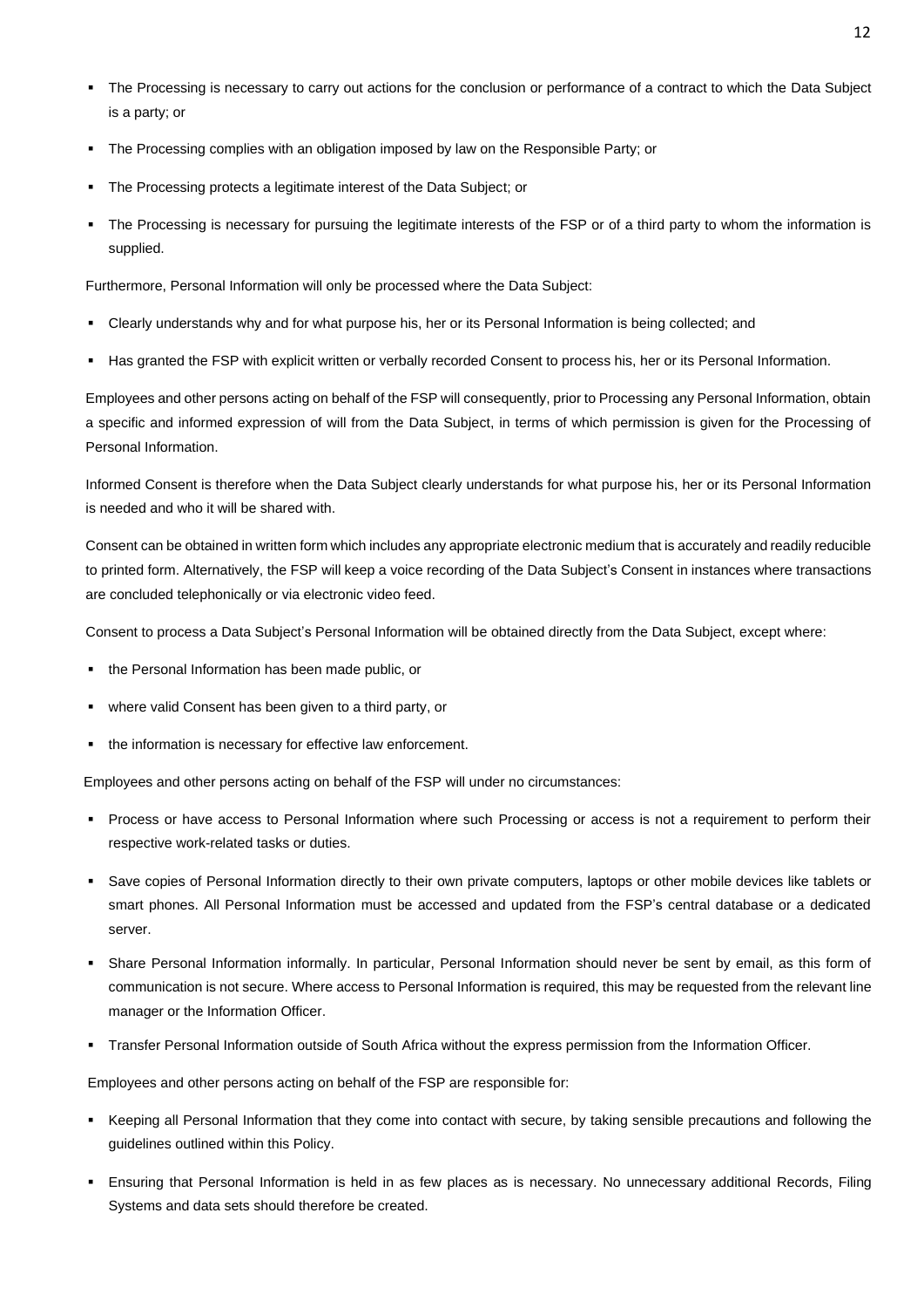- The Processing is necessary to carry out actions for the conclusion or performance of a contract to which the Data Subject is a party; or
- The Processing complies with an obligation imposed by law on the Responsible Party; or
- The Processing protects a legitimate interest of the Data Subject; or
- The Processing is necessary for pursuing the legitimate interests of the FSP or of a third party to whom the information is supplied.

Furthermore, Personal Information will only be processed where the Data Subject:

- Clearly understands why and for what purpose his, her or its Personal Information is being collected; and
- Has granted the FSP with explicit written or verbally recorded Consent to process his, her or its Personal Information.

Employees and other persons acting on behalf of the FSP will consequently, prior to Processing any Personal Information, obtain a specific and informed expression of will from the Data Subject, in terms of which permission is given for the Processing of Personal Information.

Informed Consent is therefore when the Data Subject clearly understands for what purpose his, her or its Personal Information is needed and who it will be shared with.

Consent can be obtained in written form which includes any appropriate electronic medium that is accurately and readily reducible to printed form. Alternatively, the FSP will keep a voice recording of the Data Subject's Consent in instances where transactions are concluded telephonically or via electronic video feed.

Consent to process a Data Subject's Personal Information will be obtained directly from the Data Subject, except where:

- the Personal Information has been made public, or
- where valid Consent has been given to a third party, or
- the information is necessary for effective law enforcement.

Employees and other persons acting on behalf of the FSP will under no circumstances:

- Process or have access to Personal Information where such Processing or access is not a requirement to perform their respective work-related tasks or duties.
- Save copies of Personal Information directly to their own private computers, laptops or other mobile devices like tablets or smart phones. All Personal Information must be accessed and updated from the FSP's central database or a dedicated server.
- Share Personal Information informally. In particular, Personal Information should never be sent by email, as this form of communication is not secure. Where access to Personal Information is required, this may be requested from the relevant line manager or the Information Officer.
- Transfer Personal Information outside of South Africa without the express permission from the Information Officer.

Employees and other persons acting on behalf of the FSP are responsible for:

- Keeping all Personal Information that they come into contact with secure, by taking sensible precautions and following the guidelines outlined within this Policy.
- Ensuring that Personal Information is held in as few places as is necessary. No unnecessary additional Records, Filing Systems and data sets should therefore be created.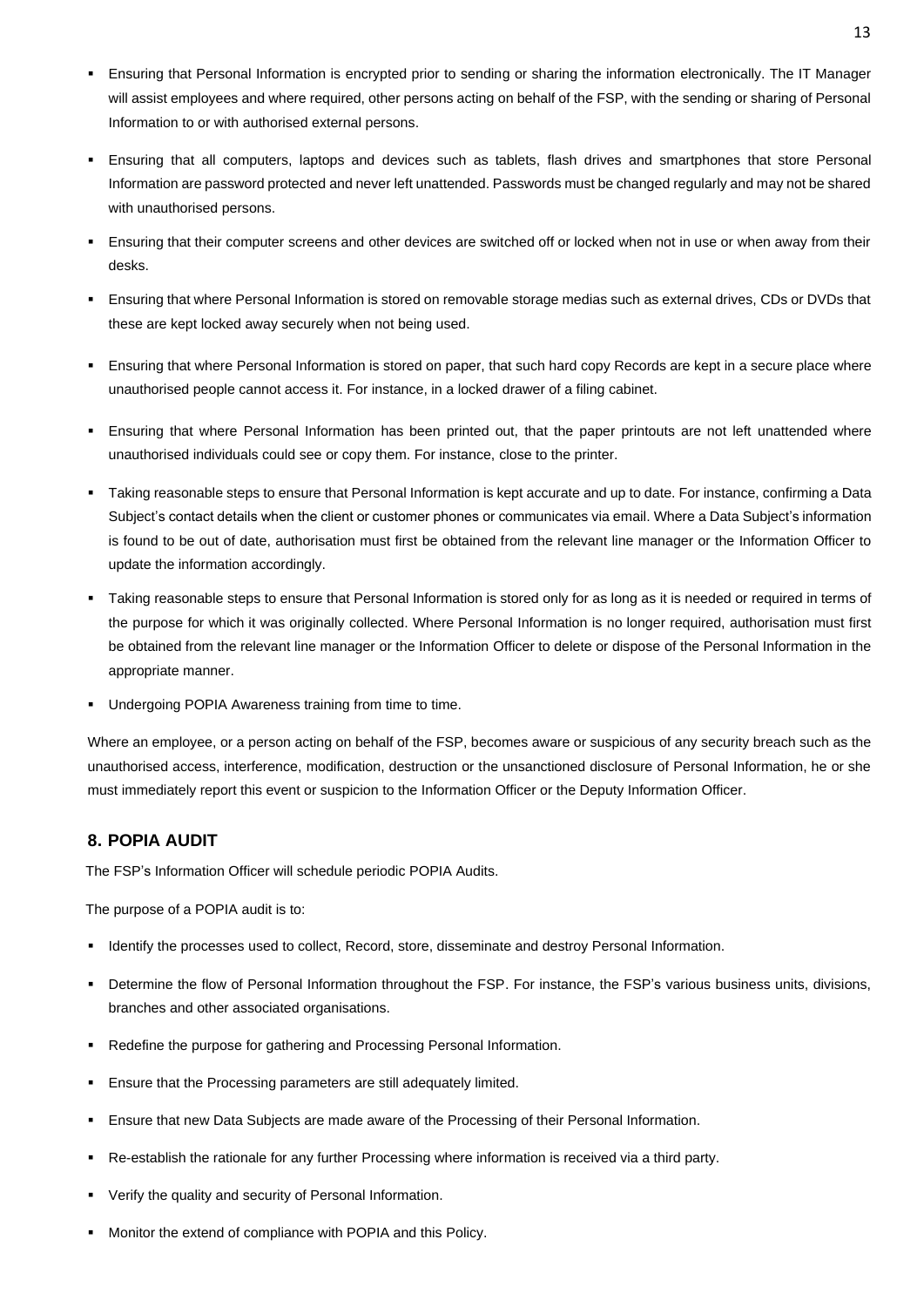- Ensuring that Personal Information is encrypted prior to sending or sharing the information electronically. The IT Manager will assist employees and where required, other persons acting on behalf of the FSP, with the sending or sharing of Personal Information to or with authorised external persons.
- Ensuring that all computers, laptops and devices such as tablets, flash drives and smartphones that store Personal Information are password protected and never left unattended. Passwords must be changed regularly and may not be shared with unauthorised persons.
- Ensuring that their computer screens and other devices are switched off or locked when not in use or when away from their desks.
- Ensuring that where Personal Information is stored on removable storage medias such as external drives, CDs or DVDs that these are kept locked away securely when not being used.
- Ensuring that where Personal Information is stored on paper, that such hard copy Records are kept in a secure place where unauthorised people cannot access it. For instance, in a locked drawer of a filing cabinet.
- Ensuring that where Personal Information has been printed out, that the paper printouts are not left unattended where unauthorised individuals could see or copy them. For instance, close to the printer.
- Taking reasonable steps to ensure that Personal Information is kept accurate and up to date. For instance, confirming a Data Subject's contact details when the client or customer phones or communicates via email. Where a Data Subject's information is found to be out of date, authorisation must first be obtained from the relevant line manager or the Information Officer to update the information accordingly.
- Taking reasonable steps to ensure that Personal Information is stored only for as long as it is needed or required in terms of the purpose for which it was originally collected. Where Personal Information is no longer required, authorisation must first be obtained from the relevant line manager or the Information Officer to delete or dispose of the Personal Information in the appropriate manner.
- Undergoing POPIA Awareness training from time to time.

Where an employee, or a person acting on behalf of the FSP, becomes aware or suspicious of any security breach such as the unauthorised access, interference, modification, destruction or the unsanctioned disclosure of Personal Information, he or she must immediately report this event or suspicion to the Information Officer or the Deputy Information Officer.

## 8. POPIA AUDIT

The FSP's Information Officer will schedule periodic POPIA Audits.

The purpose of a POPIA audit is to:

- Identify the processes used to collect, Record, store, disseminate and destroy Personal Information.
- Determine the flow of Personal Information throughout the FSP. For instance, the FSP's various business units, divisions, branches and other associated organisations.
- Redefine the purpose for gathering and Processing Personal Information.
- Ensure that the Processing parameters are still adequately limited.
- Ensure that new Data Subjects are made aware of the Processing of their Personal Information.
- Re-establish the rationale for any further Processing where information is received via a third party.
- Verify the quality and security of Personal Information.
- Monitor the extend of compliance with POPIA and this Policy.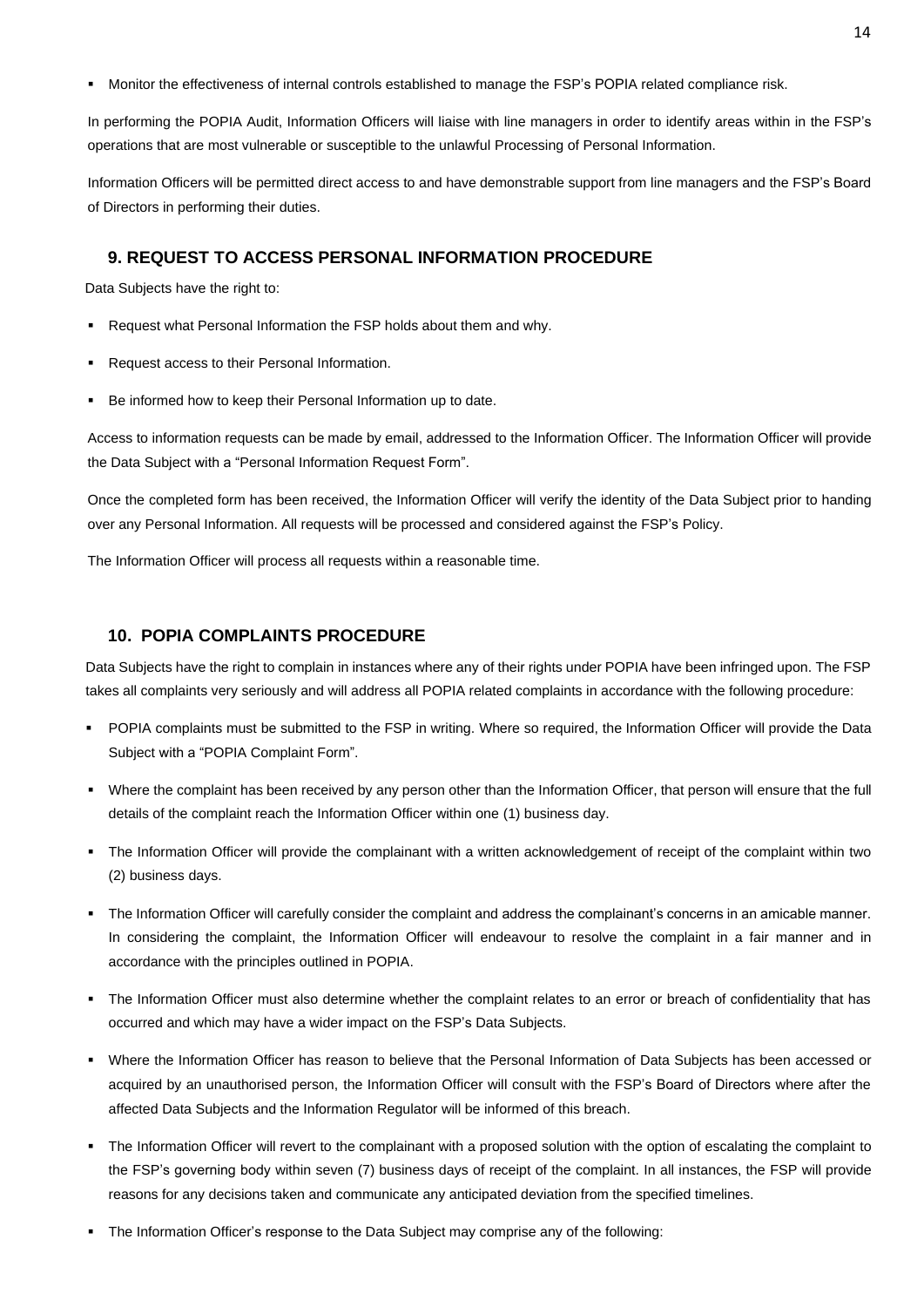- Monitor the effectiveness of internal controls established to manage the FSP's POPIA related compliance risk.

In performing the POPIA Audit, Information Officers will liaise with line managers in order to identify areas within in the FSP's operations that are most vulnerable or susceptible to the unlawful Processing of Personal Information.

Information Officers will be permitted direct access to and have demonstrable support from line managers and the FSP's Board of Directors in performing their duties.

## 9. REQUEST TO ACCESS PERSONAL INFORMATION PROCEDURE

Data Subjects have the right to:

- Request what Personal Information the FSP holds about them and why.
- Request access to their Personal Information.
- Be informed how to keep their Personal Information up to date.

Access to information requests can be made by email, addressed to the Information Officer. The Information Officer will provide the Data Subject with a "Personal Information Request Form".

Once the completed form has been received, the Information Officer will verify the identity of the Data Subject prior to handing over any Personal Information. All requests will be processed and considered against the FSP's Policy.

The Information Officer will process all requests within a reasonable time.

## 10. POPIA COMPLAINTS PROCEDURE

Data Subjects have the right to complain in instances where any of their rights under POPIA have been infringed upon. The FSP takes all complaints very seriously and will address all POPIA related complaints in accordance with the following procedure:

- POPIA complaints must be submitted to the FSP in writing. Where so required, the Information Officer will provide the Data Subject with a "POPIA Complaint Form".
- Where the complaint has been received by any person other than the Information Officer, that person will ensure that the full details of the complaint reach the Information Officer within one (1) business day.
- The Information Officer will provide the complainant with a written acknowledgement of receipt of the complaint within two (2) business days.
- The Information Officer will carefully consider the complaint and address the complainant's concerns in an amicable manner. In considering the complaint, the Information Officer will endeavour to resolve the complaint in a fair manner and in accordance with the principles outlined in POPIA.
- The Information Officer must also determine whether the complaint relates to an error or breach of confidentiality that has occurred and which may have a wider impact on the FSP's Data Subjects.
- Where the Information Officer has reason to believe that the Personal Information of Data Subjects has been accessed or acquired by an unauthorised person, the Information Officer will consult with the FSP's Board of Directors where after the affected Data Subjects and the Information Regulator will be informed of this breach.
- The Information Officer will revert to the complainant with a proposed solution with the option of escalating the complaint to the FSP's governing body within seven (7) business days of receipt of the complaint. In all instances, the FSP will provide reasons for any decisions taken and communicate any anticipated deviation from the specified timelines.
- The Information Officer's response to the Data Subject may comprise any of the following: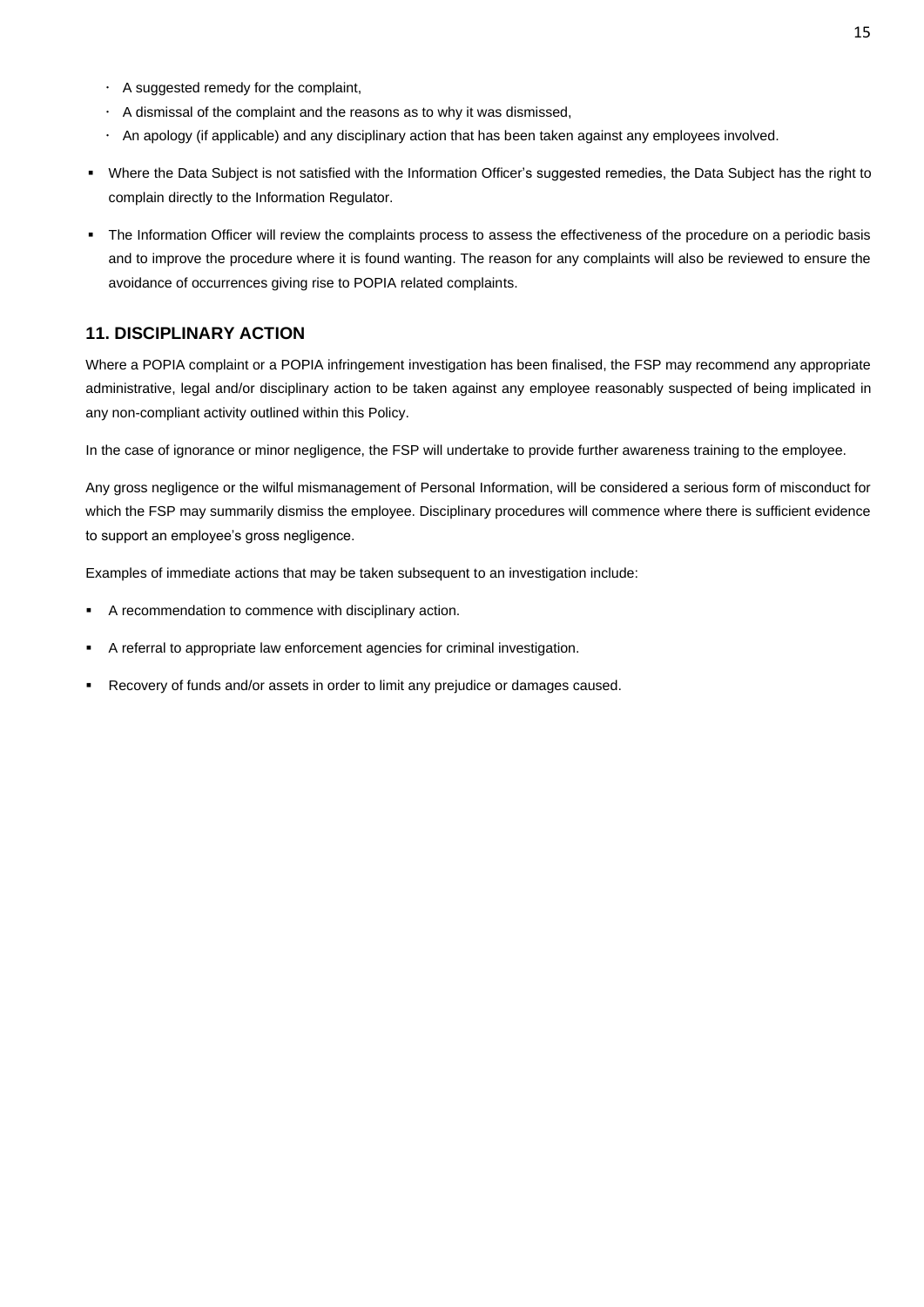- A suggested remedy for the complaint,
- A dismissal of the complaint and the reasons as to why it was dismissed,
- An apology (if applicable) and any disciplinary action that has been taken against any employees involved.

- Where the Data Subject is not satisfied with the Information Officer's suggested remedies, the Data Subject has the right to complain directly to the Information Regulator.
- The Information Officer will review the complaints process to assess the effectiveness of the procedure on a periodic basis and to improve the procedure where it is found wanting. The reason for any complaints will also be reviewed to ensure the avoidance of occurrences giving rise to POPIA related complaints.

## 11. DISCIPLINARY ACTION

Where a POPIA complaint or a POPIA infringement investigation has been finalised, the FSP may recommend any appropriate administrative, legal and/or disciplinary action to be taken against any employee reasonably suspected of being implicated in any non-compliant activity outlined within this Policy.

In the case of ignorance or minor negligence, the FSP will undertake to provide further awareness training to the employee.

Any gross negligence or the wilful mismanagement of Personal Information, will be considered a serious form of misconduct for which the FSP may summarily dismiss the employee. Disciplinary procedures will commence where there is sufficient evidence to support an employee's gross negligence.

Examples of immediate actions that may be taken subsequent to an investigation include:

- A recommendation to commence with disciplinary action.
- A referral to appropriate law enforcement agencies for criminal investigation.
- Recovery of funds and/or assets in order to limit any prejudice or damages caused.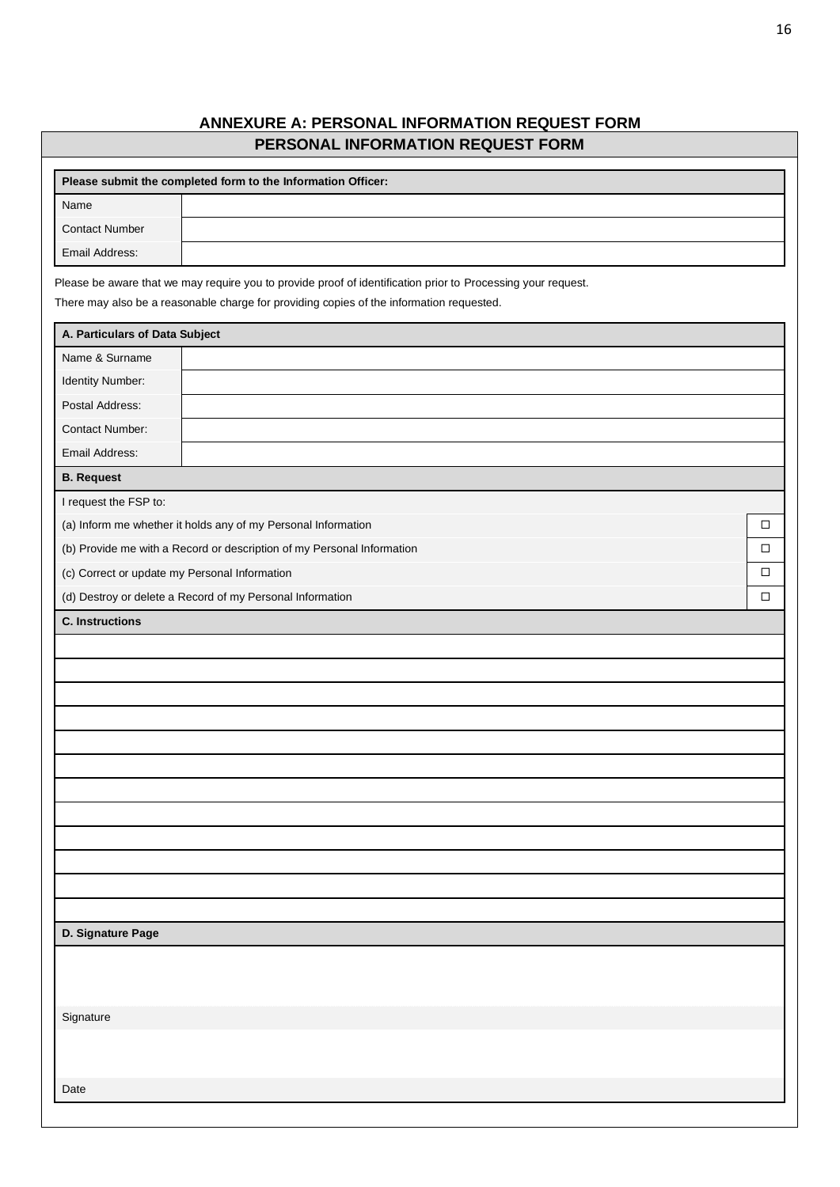## ANNEXURE A: PERSONAL INFORMATION REQUEST FORM

### PERSONAL INFORMATION REQUEST FORM

| Please submit the completed form to the Information Officer: | |
|---|---|
| Name | |
| Contact Number | |
| Email Address: | |

Please be aware that we may require you to provide proof of identification prior to Processing your request.

There may also be a reasonable charge for providing copies of the information requested.

| A. Particulars of Data Subject | |
|---|---|
| Name & Surname | |
| Identity Number: | |
| Postal Address: | |
| Contact Number: | |
| Email Address: | |

| B. Request | |
|---|---|
| I request the FSP to: | |
| (a) Inform me whether it holds any of my Personal Information | ☐ |
| (b) Provide me with a Record or description of my Personal Information | ☐ |
| (c) Correct or update my Personal Information | ☐ |
| (d) Destroy or delete a Record of my Personal Information | ☐ |

| C. Instructions |
|---|
| |
| |
| |
| |
| |
| |
| |
| |
| |
| |
| |
| |

| D. Signature Page |
|---|
| |
| Signature |
| |
| Date |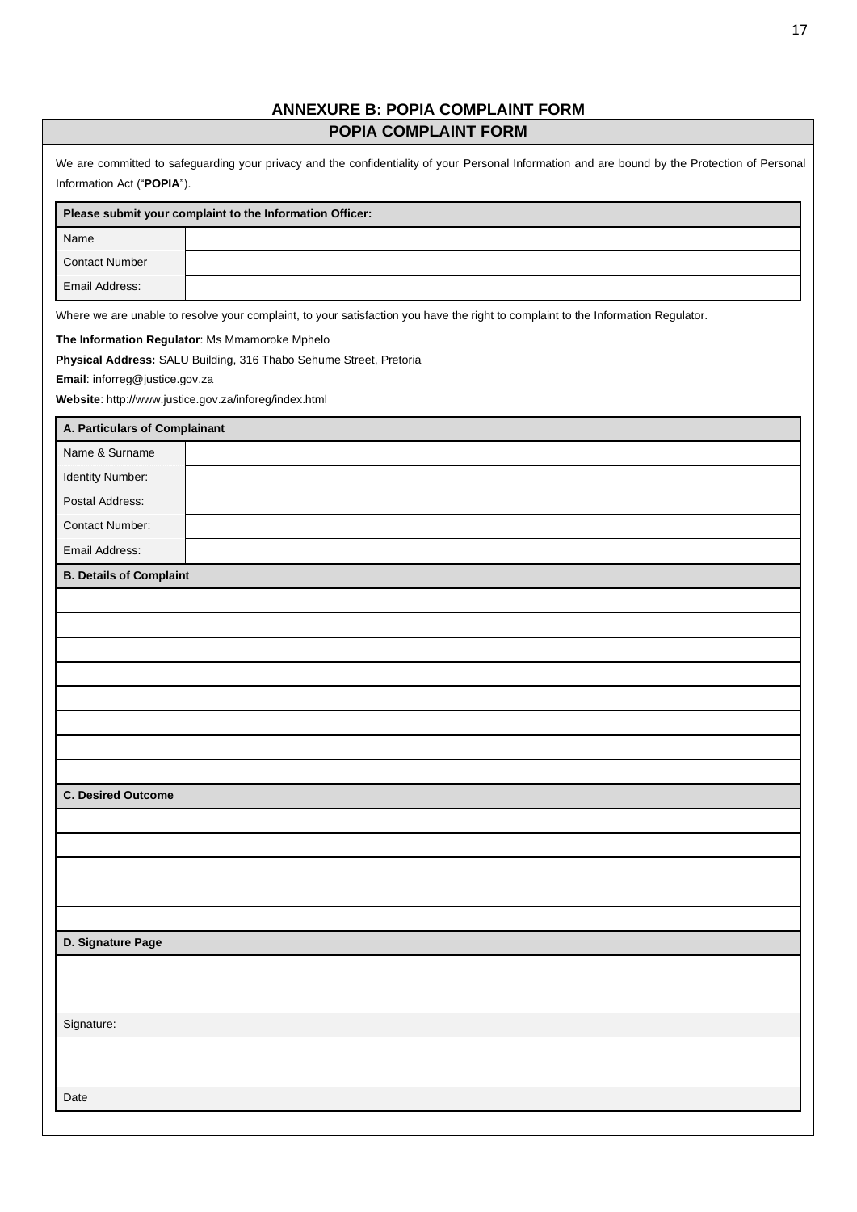## ANNEXURE B: POPIA COMPLAINT FORM

### POPIA COMPLAINT FORM

We are committed to safeguarding your privacy and the confidentiality of your Personal Information and are bound by the Protection of Personal Information Act ("**POPIA**").

| **Please submit your complaint to the Information Officer:** | |
|---|---|
| Name | |
| Contact Number | |
| Email Address: | |

Where we are unable to resolve your complaint, to your satisfaction you have the right to complaint to the Information Regulator.

**The Information Regulator**: Ms Mmamoroke Mphelo

**Physical Address:** SALU Building, 316 Thabo Sehume Street, Pretoria

**Email**: inforreg@justice.gov.za

**Website**: http://www.justice.gov.za/inforeg/index.html

| **A. Particulars of Complainant** | |
|---|---|
| Name & Surname | |
| Identity Number: | |
| Postal Address: | |
| Contact Number: | |
| Email Address: | |

| **B. Details of Complaint** |
|---|
| |
| |
| |
| |
| |
| |
| |
| |

| **C. Desired Outcome** |
|---|
| |
| |
| |
| |
| |

| **D. Signature Page** |
|---|
| |
| Signature: |
| |
| Date |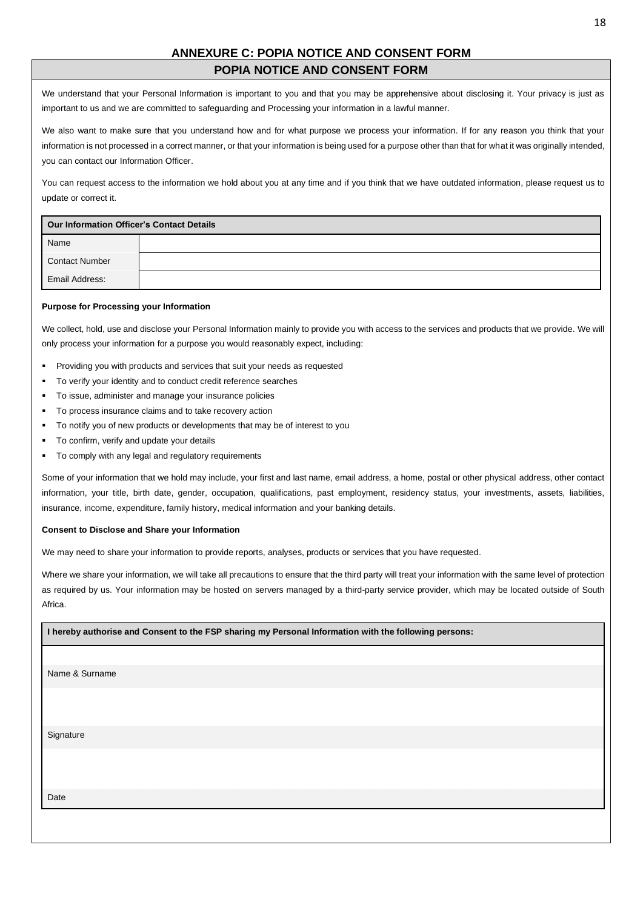# ANNEXURE C: POPIA NOTICE AND CONSENT FORM

## POPIA NOTICE AND CONSENT FORM

We understand that your Personal Information is important to you and that you may be apprehensive about disclosing it. Your privacy is just as important to us and we are committed to safeguarding and Processing your information in a lawful manner.

We also want to make sure that you understand how and for what purpose we process your information. If for any reason you think that your information is not processed in a correct manner, or that your information is being used for a purpose other than that for what it was originally intended, you can contact our Information Officer.

You can request access to the information we hold about you at any time and if you think that we have outdated information, please request us to update or correct it.

| Our Information Officer's Contact Details | |
|---|---|
| Name | |
| Contact Number | |
| Email Address: | |

**Purpose for Processing your Information**

We collect, hold, use and disclose your Personal Information mainly to provide you with access to the services and products that we provide. We will only process your information for a purpose you would reasonably expect, including:

- Providing you with products and services that suit your needs as requested
- To verify your identity and to conduct credit reference searches
- To issue, administer and manage your insurance policies
- To process insurance claims and to take recovery action
- To notify you of new products or developments that may be of interest to you
- To confirm, verify and update your details
- To comply with any legal and regulatory requirements

Some of your information that we hold may include, your first and last name, email address, a home, postal or other physical address, other contact information, your title, birth date, gender, occupation, qualifications, past employment, residency status, your investments, assets, liabilities, insurance, income, expenditure, family history, medical information and your banking details.

**Consent to Disclose and Share your Information**

We may need to share your information to provide reports, analyses, products or services that you have requested.

Where we share your information, we will take all precautions to ensure that the third party will treat your information with the same level of protection as required by us. Your information may be hosted on servers managed by a third-party service provider, which may be located outside of South Africa.

| I hereby authorise and Consent to the FSP sharing my Personal Information with the following persons: |
|---|
| |
| Name & Surname |
| |
| Signature |
| |
| Date |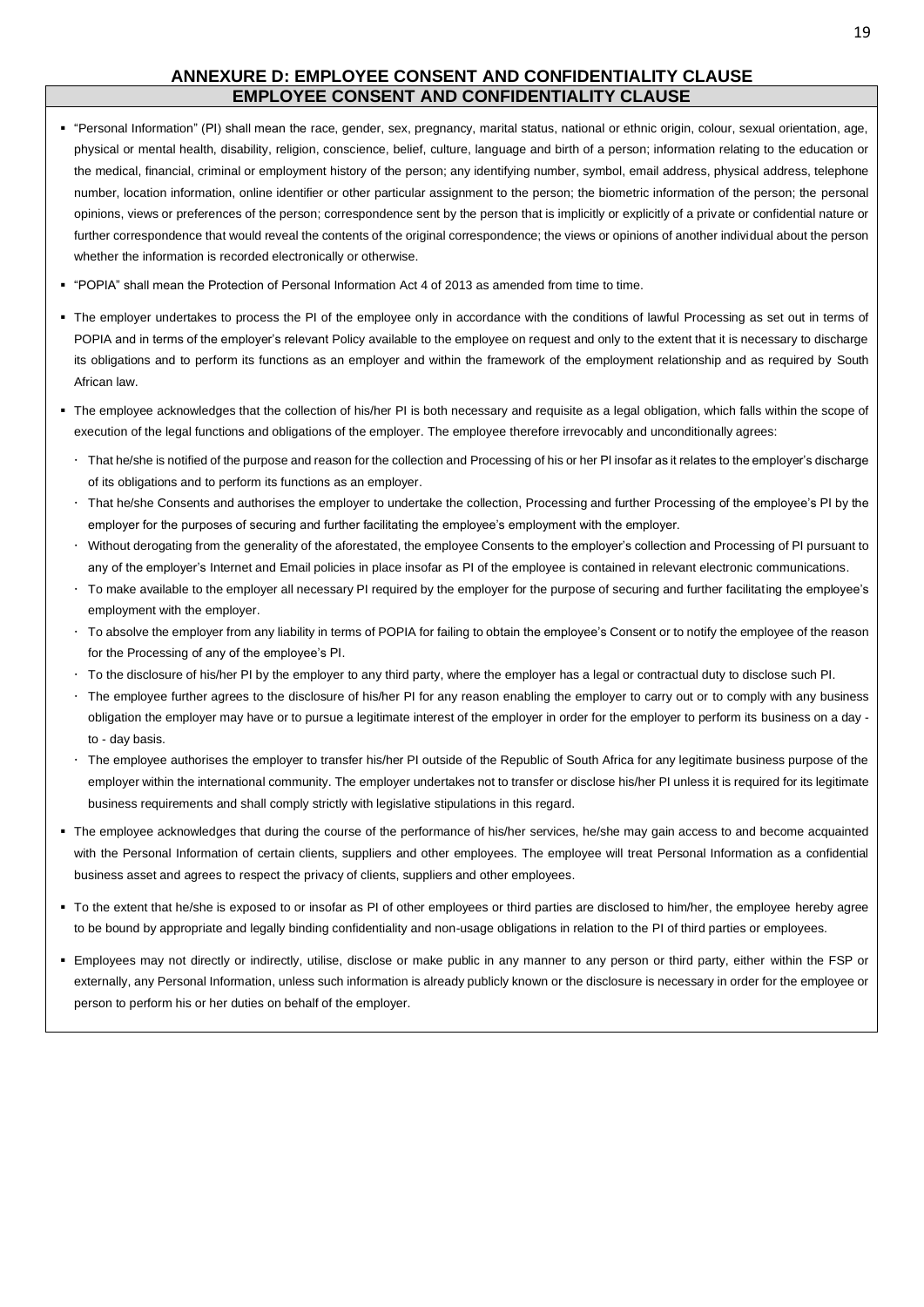## ANNEXURE D: EMPLOYEE CONSENT AND CONFIDENTIALITY CLAUSE

### EMPLOYEE CONSENT AND CONFIDENTIALITY CLAUSE

- "Personal Information" (PI) shall mean the race, gender, sex, pregnancy, marital status, national or ethnic origin, colour, sexual orientation, age, physical or mental health, disability, religion, conscience, belief, culture, language and birth of a person; information relating to the education or the medical, financial, criminal or employment history of the person; any identifying number, symbol, email address, physical address, telephone number, location information, online identifier or other particular assignment to the person; the biometric information of the person; the personal opinions, views or preferences of the person; correspondence sent by the person that is implicitly or explicitly of a private or confidential nature or further correspondence that would reveal the contents of the original correspondence; the views or opinions of another individual about the person whether the information is recorded electronically or otherwise.
- "POPIA" shall mean the Protection of Personal Information Act 4 of 2013 as amended from time to time.
- The employer undertakes to process the PI of the employee only in accordance with the conditions of lawful Processing as set out in terms of POPIA and in terms of the employer's relevant Policy available to the employee on request and only to the extent that it is necessary to discharge its obligations and to perform its functions as an employer and within the framework of the employment relationship and as required by South African law.
- The employee acknowledges that the collection of his/her PI is both necessary and requisite as a legal obligation, which falls within the scope of execution of the legal functions and obligations of the employer. The employee therefore irrevocably and unconditionally agrees:
  - That he/she is notified of the purpose and reason for the collection and Processing of his or her PI insofar as it relates to the employer's discharge of its obligations and to perform its functions as an employer.
  - That he/she Consents and authorises the employer to undertake the collection, Processing and further Processing of the employee's PI by the employer for the purposes of securing and further facilitating the employee's employment with the employer.
  - Without derogating from the generality of the aforestated, the employee Consents to the employer's collection and Processing of PI pursuant to any of the employer's Internet and Email policies in place insofar as PI of the employee is contained in relevant electronic communications.
  - To make available to the employer all necessary PI required by the employer for the purpose of securing and further facilitating the employee's employment with the employer.
  - To absolve the employer from any liability in terms of POPIA for failing to obtain the employee's Consent or to notify the employee of the reason for the Processing of any of the employee's PI.
  - To the disclosure of his/her PI by the employer to any third party, where the employer has a legal or contractual duty to disclose such PI.
  - The employee further agrees to the disclosure of his/her PI for any reason enabling the employer to carry out or to comply with any business obligation the employer may have or to pursue a legitimate interest of the employer in order for the employer to perform its business on a day - to - day basis.
  - The employee authorises the employer to transfer his/her PI outside of the Republic of South Africa for any legitimate business purpose of the employer within the international community. The employer undertakes not to transfer or disclose his/her PI unless it is required for its legitimate business requirements and shall comply strictly with legislative stipulations in this regard.
- The employee acknowledges that during the course of the performance of his/her services, he/she may gain access to and become acquainted with the Personal Information of certain clients, suppliers and other employees. The employee will treat Personal Information as a confidential business asset and agrees to respect the privacy of clients, suppliers and other employees.
- To the extent that he/she is exposed to or insofar as PI of other employees or third parties are disclosed to him/her, the employee hereby agree to be bound by appropriate and legally binding confidentiality and non-usage obligations in relation to the PI of third parties or employees.
- Employees may not directly or indirectly, utilise, disclose or make public in any manner to any person or third party, either within the FSP or externally, any Personal Information, unless such information is already publicly known or the disclosure is necessary in order for the employee or person to perform his or her duties on behalf of the employer.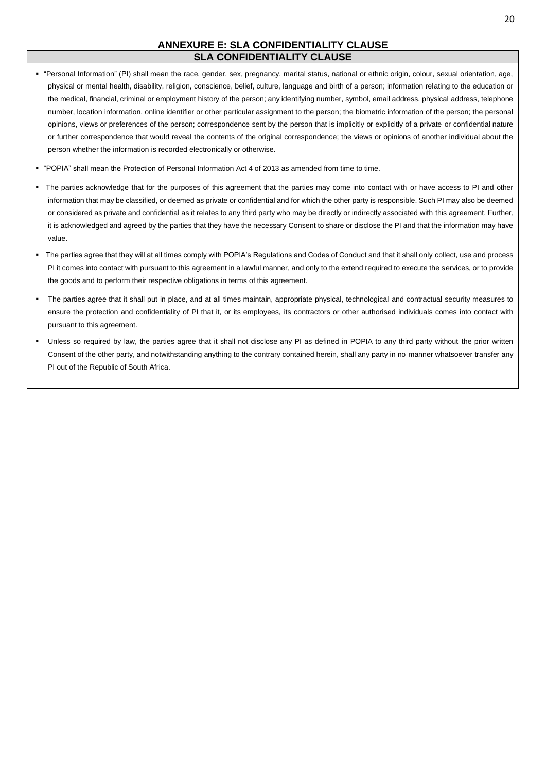# ANNEXURE E: SLA CONFIDENTIALITY CLAUSE

## SLA CONFIDENTIALITY CLAUSE

- "Personal Information" (PI) shall mean the race, gender, sex, pregnancy, marital status, national or ethnic origin, colour, sexual orientation, age, physical or mental health, disability, religion, conscience, belief, culture, language and birth of a person; information relating to the education or the medical, financial, criminal or employment history of the person; any identifying number, symbol, email address, physical address, telephone number, location information, online identifier or other particular assignment to the person; the biometric information of the person; the personal opinions, views or preferences of the person; correspondence sent by the person that is implicitly or explicitly of a private or confidential nature or further correspondence that would reveal the contents of the original correspondence; the views or opinions of another individual about the person whether the information is recorded electronically or otherwise.
- "POPIA" shall mean the Protection of Personal Information Act 4 of 2013 as amended from time to time.
- The parties acknowledge that for the purposes of this agreement that the parties may come into contact with or have access to PI and other information that may be classified, or deemed as private or confidential and for which the other party is responsible. Such PI may also be deemed or considered as private and confidential as it relates to any third party who may be directly or indirectly associated with this agreement. Further, it is acknowledged and agreed by the parties that they have the necessary Consent to share or disclose the PI and that the information may have value.
- The parties agree that they will at all times comply with POPIA's Regulations and Codes of Conduct and that it shall only collect, use and process PI it comes into contact with pursuant to this agreement in a lawful manner, and only to the extend required to execute the services, or to provide the goods and to perform their respective obligations in terms of this agreement.
- The parties agree that it shall put in place, and at all times maintain, appropriate physical, technological and contractual security measures to ensure the protection and confidentiality of PI that it, or its employees, its contractors or other authorised individuals comes into contact with pursuant to this agreement.
- Unless so required by law, the parties agree that it shall not disclose any PI as defined in POPIA to any third party without the prior written Consent of the other party, and notwithstanding anything to the contrary contained herein, shall any party in no manner whatsoever transfer any PI out of the Republic of South Africa.